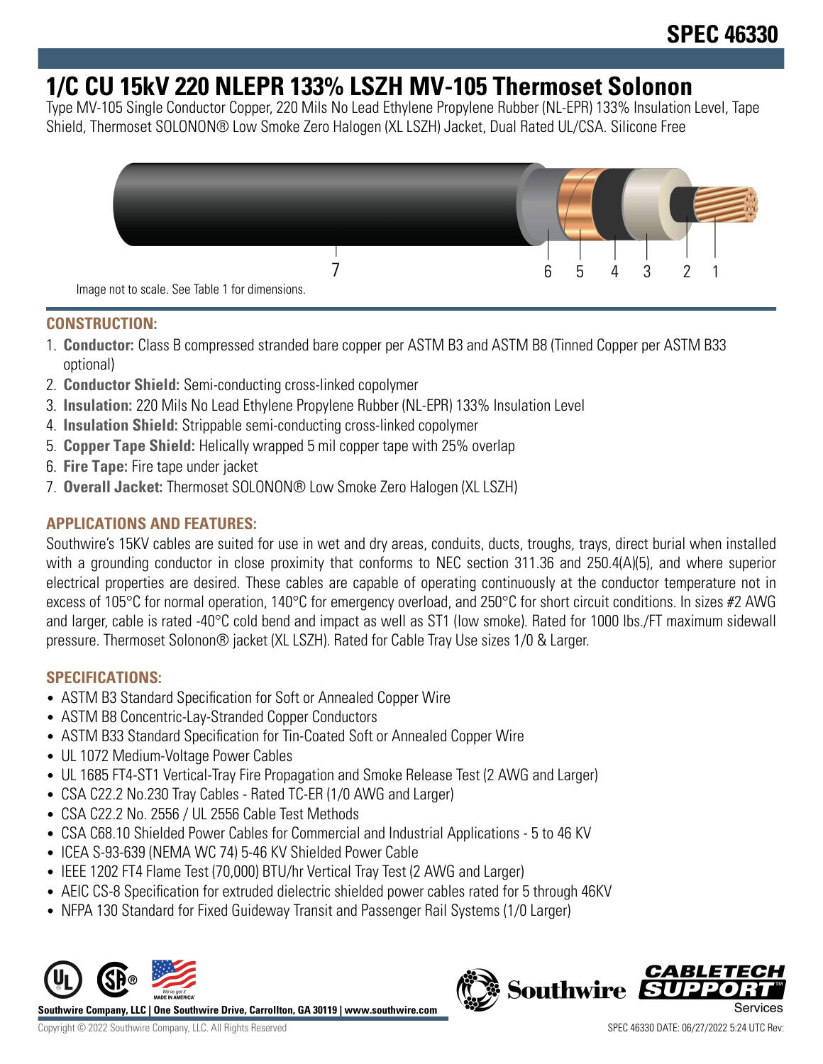SPEC 46330

# 1/C CU 15kV 220 NLEPR 133% LSZH MV-105 Thermoset Solonon

Type MV-105 Single Conductor Copper, 220 Mils No Lead Ethylene Propylene Rubber (NL-EPR) 133% Insulation Level, Tape Shield, Thermoset SOLONON® Low Smoke Zero Halogen (XL LSZH) Jacket, Dual Rated UL/CSA. Silicone Free

7 6 5 4 3 2 1

Image not to scale. See Table 1 for dimensions.

## CONSTRUCTION:

1. **Conductor:** Class B compressed stranded bare copper per ASTM B3 and ASTM B8 (Tinned Copper per ASTM B33 optional)
2. **Conductor Shield:** Semi-conducting cross-linked copolymer
3. **Insulation:** 220 Mils No Lead Ethylene Propylene Rubber (NL-EPR) 133% Insulation Level
4. **Insulation Shield:** Strippable semi-conducting cross-linked copolymer
5. **Copper Tape Shield:** Helically wrapped 5 mil copper tape with 25% overlap
6. **Fire Tape:** Fire tape under jacket
7. **Overall Jacket:** Thermoset SOLONON® Low Smoke Zero Halogen (XL LSZH)

## APPLICATIONS AND FEATURES:

Southwire's 15KV cables are suited for use in wet and dry areas, conduits, ducts, troughs, trays, direct burial when installed with a grounding conductor in close proximity that conforms to NEC section 311.36 and 250.4(A)(5), and where superior electrical properties are desired. These cables are capable of operating continuously at the conductor temperature not in excess of 105°C for normal operation, 140°C for emergency overload, and 250°C for short circuit conditions. In sizes #2 AWG and larger, cable is rated -40°C cold bend and impact as well as ST1 (low smoke). Rated for 1000 lbs./FT maximum sidewall pressure. Thermoset Solonon® jacket (XL LSZH). Rated for Cable Tray Use sizes 1/0 & Larger.

## SPECIFICATIONS:

- ASTM B3 Standard Specification for Soft or Annealed Copper Wire
- ASTM B8 Concentric-Lay-Stranded Copper Conductors
- ASTM B33 Standard Specification for Tin-Coated Soft or Annealed Copper Wire
- UL 1072 Medium-Voltage Power Cables
- UL 1685 FT4-ST1 Vertical-Tray Fire Propagation and Smoke Release Test (2 AWG and Larger)
- CSA C22.2 No.230 Tray Cables - Rated TC-ER (1/0 AWG and Larger)
- CSA C22.2 No. 2556 / UL 2556 Cable Test Methods
- CSA C68.10 Shielded Power Cables for Commercial and Industrial Applications - 5 to 46 KV
- ICEA S-93-639 (NEMA WC 74) 5-46 KV Shielded Power Cable
- IEEE 1202 FT4 Flame Test (70,000) BTU/hr Vertical Tray Test (2 AWG and Larger)
- AEIC CS-8 Specification for extruded dielectric shielded power cables rated for 5 through 46KV
- NFPA 130 Standard for Fixed Guideway Transit and Passenger Rail Systems (1/0 Larger)

Southwire Company, LLC | One Southwire Drive, Carrollton, GA 30119 | www.southwire.com

Copyright © 2022 Southwire Company, LLC. All Rights Reserved

SPEC 46330 DATE: 06/27/2022 5:24 UTC Rev: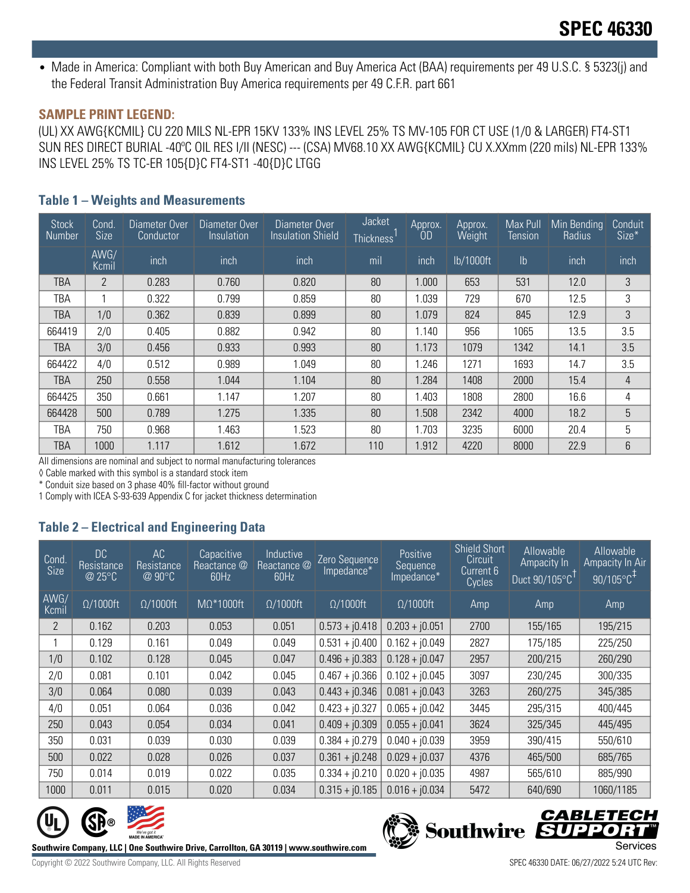- Made in America: Compliant with both Buy American and Buy America Act (BAA) requirements per 49 U.S.C. § 5323(j) and the Federal Transit Administration Buy America requirements per 49 C.F.R. part 661

## SAMPLE PRINT LEGEND:

(UL) XX AWG{KCMIL} CU 220 MILS NL-EPR 15KV 133% INS LEVEL 25% TS MV-105 FOR CT USE (1/0 & LARGER) FT4-ST1 SUN RES DIRECT BURIAL -40ºC OIL RES I/II (NESC) --- (CSA) MV68.10 XX AWG{KCMIL} CU X.XXmm (220 mils) NL-EPR 133% INS LEVEL 25% TS TC-ER 105{D}C FT4-ST1 -40{D}C LTGG

### Table 1 – Weights and Measurements

| Stock Number | Cond. Size | Diameter Over Conductor | Diameter Over Insulation | Diameter Over Insulation Shield | Jacket Thickness[1] | Approx. OD | Approx. Weight | Max Pull Tension | Min Bending Radius | Conduit Size* |
|---|---|---|---|---|---|---|---|---|---|---|
| | AWG/ Kcmil | inch | inch | inch | mil | inch | lb/1000ft | lb | inch | inch |
| TBA | 2 | 0.283 | 0.760 | 0.820 | 80 | 1.000 | 653 | 531 | 12.0 | 3 |
| TBA | 1 | 0.322 | 0.799 | 0.859 | 80 | 1.039 | 729 | 670 | 12.5 | 3 |
| TBA | 1/0 | 0.362 | 0.839 | 0.899 | 80 | 1.079 | 824 | 845 | 12.9 | 3 |
| 664419 | 2/0 | 0.405 | 0.882 | 0.942 | 80 | 1.140 | 956 | 1065 | 13.5 | 3.5 |
| TBA | 3/0 | 0.456 | 0.933 | 0.993 | 80 | 1.173 | 1079 | 1342 | 14.1 | 3.5 |
| 664422 | 4/0 | 0.512 | 0.989 | 1.049 | 80 | 1.246 | 1271 | 1693 | 14.7 | 3.5 |
| TBA | 250 | 0.558 | 1.044 | 1.104 | 80 | 1.284 | 1408 | 2000 | 15.4 | 4 |
| 664425 | 350 | 0.661 | 1.147 | 1.207 | 80 | 1.403 | 1808 | 2800 | 16.6 | 4 |
| 664428 | 500 | 0.789 | 1.275 | 1.335 | 80 | 1.508 | 2342 | 4000 | 18.2 | 5 |
| TBA | 750 | 0.968 | 1.463 | 1.523 | 80 | 1.703 | 3235 | 6000 | 20.4 | 5 |
| TBA | 1000 | 1.117 | 1.612 | 1.672 | 110 | 1.912 | 4220 | 8000 | 22.9 | 6 |

All dimensions are nominal and subject to normal manufacturing tolerances

◊ Cable marked with this symbol is a standard stock item

* Conduit size based on 3 phase 40% fill-factor without ground

1 Comply with ICEA S-93-639 Appendix C for jacket thickness determination

### Table 2 – Electrical and Engineering Data

| Cond. Size | DC Resistance @ 25°C | AC Resistance @ 90°C | Capacitive Reactance @ 60Hz | Inductive Reactance @ 60Hz | Zero Sequence Impedance* | Positive Sequence Impedance* | Shield Short Circuit Current 6 Cycles | Allowable Ampacity In Duct 90/105°C† | Allowable Ampacity In Air 90/105°C‡ |
|---|---|---|---|---|---|---|---|---|---|
| AWG/ Kcmil | Ω/1000ft | Ω/1000ft | MΩ*1000ft | Ω/1000ft | Ω/1000ft | Ω/1000ft | Amp | Amp | Amp |
| 2 | 0.162 | 0.203 | 0.053 | 0.051 | 0.573 + j0.418 | 0.203 + j0.051 | 2700 | 155/165 | 195/215 |
| 1 | 0.129 | 0.161 | 0.049 | 0.049 | 0.531 + j0.400 | 0.162 + j0.049 | 2827 | 175/185 | 225/250 |
| 1/0 | 0.102 | 0.128 | 0.045 | 0.047 | 0.496 + j0.383 | 0.128 + j0.047 | 2957 | 200/215 | 260/290 |
| 2/0 | 0.081 | 0.101 | 0.042 | 0.045 | 0.467 + j0.366 | 0.102 + j0.045 | 3097 | 230/245 | 300/335 |
| 3/0 | 0.064 | 0.080 | 0.039 | 0.043 | 0.443 + j0.346 | 0.081 + j0.043 | 3263 | 260/275 | 345/385 |
| 4/0 | 0.051 | 0.064 | 0.036 | 0.042 | 0.423 + j0.327 | 0.065 + j0.042 | 3445 | 295/315 | 400/445 |
| 250 | 0.043 | 0.054 | 0.034 | 0.041 | 0.409 + j0.309 | 0.055 + j0.041 | 3624 | 325/345 | 445/495 |
| 350 | 0.031 | 0.039 | 0.030 | 0.039 | 0.384 + j0.279 | 0.040 + j0.039 | 3959 | 390/415 | 550/610 |
| 500 | 0.022 | 0.028 | 0.026 | 0.037 | 0.361 + j0.248 | 0.029 + j0.037 | 4376 | 465/500 | 685/765 |
| 750 | 0.014 | 0.019 | 0.022 | 0.035 | 0.334 + j0.210 | 0.020 + j0.035 | 4987 | 565/610 | 885/990 |
| 1000 | 0.011 | 0.015 | 0.020 | 0.034 | 0.315 + j0.185 | 0.016 + j0.034 | 5472 | 640/690 | 1060/1185 |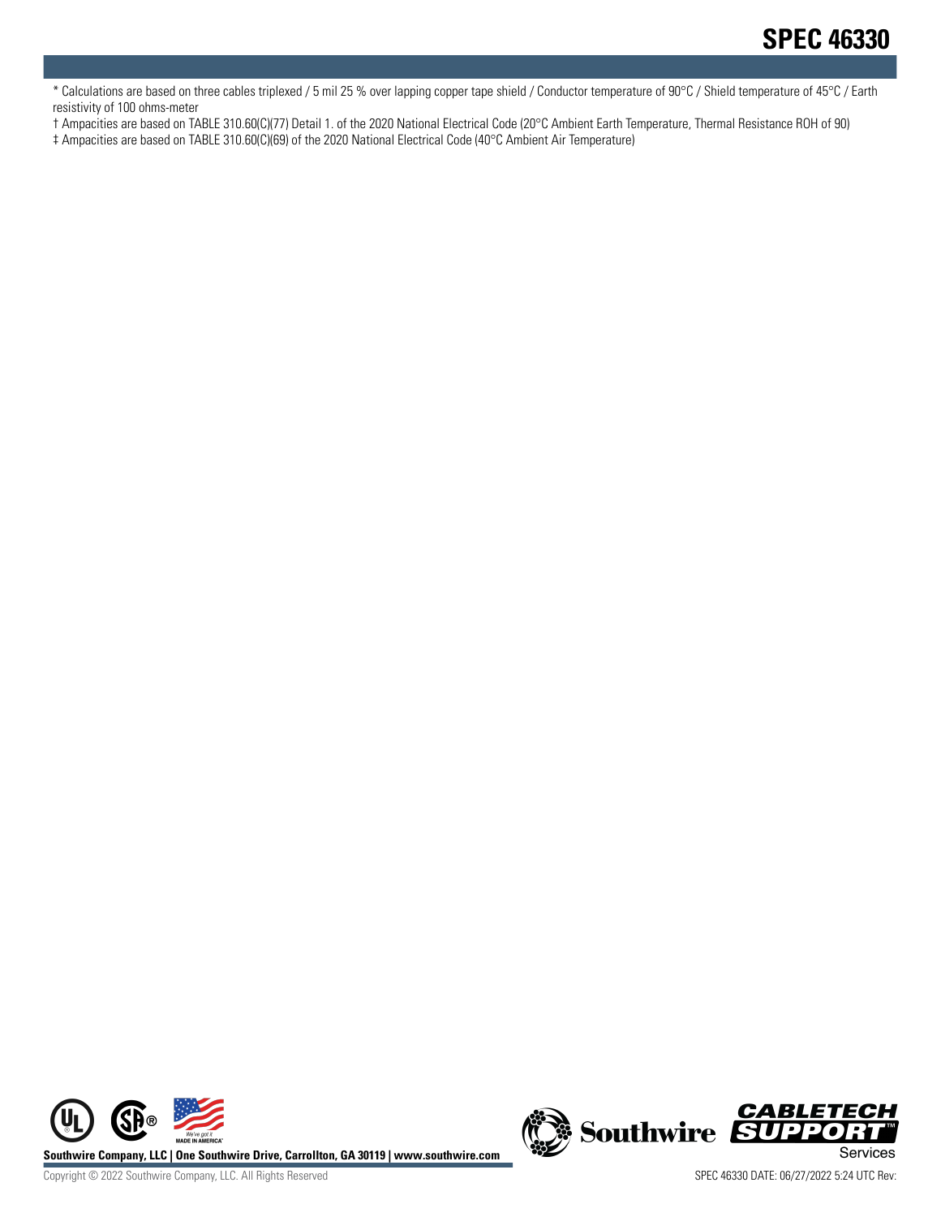* Calculations are based on three cables triplexed / 5 mil 25 % over lapping copper tape shield / Conductor temperature of 90°C / Shield temperature of 45°C / Earth resistivity of 100 ohms-meter

† Ampacities are based on TABLE 310.60(C)(77) Detail 1. of the 2020 National Electrical Code (20°C Ambient Earth Temperature, Thermal Resistance ROH of 90)

‡ Ampacities are based on TABLE 310.60(C)(69) of the 2020 National Electrical Code (40°C Ambient Air Temperature)